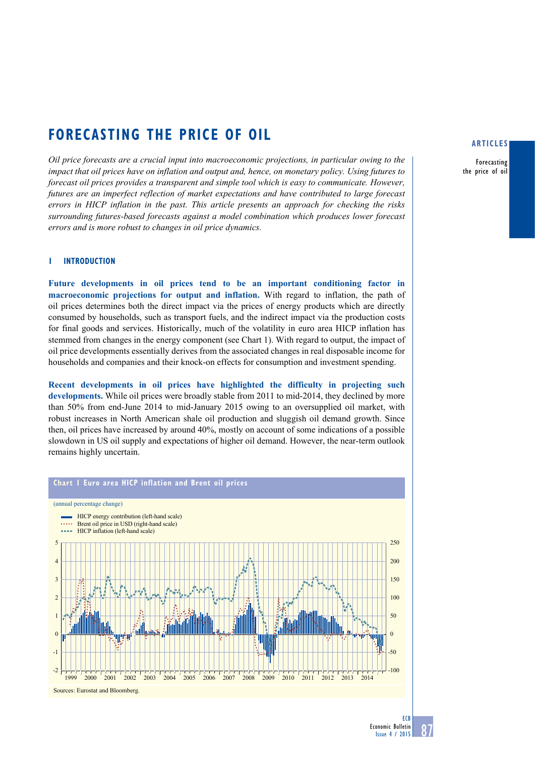# FORECASTING THE PRICE OF OIL

*Oil price forecasts are a crucial input into macroeconomic projections, in particular owing to the impact that oil prices have on inflation and output and, hence, on monetary policy. Using futures to forecast oil prices provides a transparent and simple tool which is easy to communicate. However, futures are an imperfect reflection of market expectations and have contributed to large forecast errors in HICP inflation in the past. This article presents an approach for checking the risks surrounding futures-based forecasts against a model combination which produces lower forecast errors and is more robust to changes in oil price dynamics.*

## 1 INTRODUCTION

**Future developments in oil prices tend to be an important conditioning factor in macroeconomic projections for output and inflation.** With regard to inflation, the path of oil prices determines both the direct impact via the prices of energy products which are directly consumed by households, such as transport fuels, and the indirect impact via the production costs for final goods and services. Historically, much of the volatility in euro area HICP inflation has stemmed from changes in the energy component (see Chart 1). With regard to output, the impact of oil price developments essentially derives from the associated changes in real disposable income for households and companies and their knock-on effects for consumption and investment spending.

**Recent developments in oil prices have highlighted the difficulty in projecting such developments.** While oil prices were broadly stable from 2011 to mid-2014, they declined by more than 50% from end-June 2014 to mid-January 2015 owing to an oversupplied oil market, with robust increases in North American shale oil production and sluggish oil demand growth. Since then, oil prices have increased by around 40%, mostly on account of some indications of a possible slowdown in US oil supply and expectations of higher oil demand. However, the near-term outlook remains highly uncertain.

**Chart 1 Euro area HICP inflation and Brent oil prices**

(annual percentage change)

- HICP energy contribution (left-hand scale)
- Brent oil price in USD (right-hand scale)
- HICP inflation (left-hand scale)

Sources: Eurostat and Bloomberg.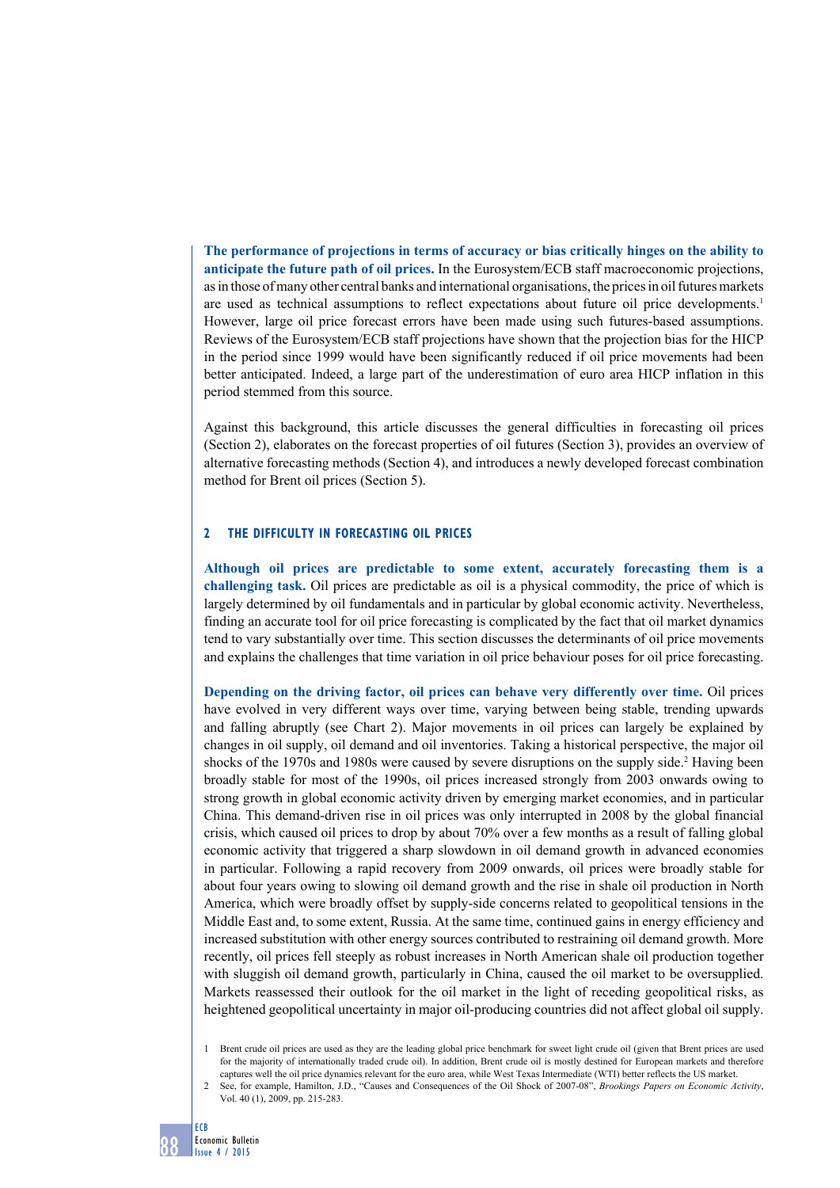**The performance of projections in terms of accuracy or bias critically hinges on the ability to anticipate the future path of oil prices.** In the Eurosystem/ECB staff macroeconomic projections, as in those of many other central banks and international organisations, the prices in oil futures markets are used as technical assumptions to reflect expectations about future oil price developments.[1] However, large oil price forecast errors have been made using such futures-based assumptions. Reviews of the Eurosystem/ECB staff projections have shown that the projection bias for the HICP in the period since 1999 would have been significantly reduced if oil price movements had been better anticipated. Indeed, a large part of the underestimation of euro area HICP inflation in this period stemmed from this source.

Against this background, this article discusses the general difficulties in forecasting oil prices (Section 2), elaborates on the forecast properties of oil futures (Section 3), provides an overview of alternative forecasting methods (Section 4), and introduces a newly developed forecast combination method for Brent oil prices (Section 5).

## 2 THE DIFFICULTY IN FORECASTING OIL PRICES

**Although oil prices are predictable to some extent, accurately forecasting them is a challenging task.** Oil prices are predictable as oil is a physical commodity, the price of which is largely determined by oil fundamentals and in particular by global economic activity. Nevertheless, finding an accurate tool for oil price forecasting is complicated by the fact that oil market dynamics tend to vary substantially over time. This section discusses the determinants of oil price movements and explains the challenges that time variation in oil price behaviour poses for oil price forecasting.

**Depending on the driving factor, oil prices can behave very differently over time.** Oil prices have evolved in very different ways over time, varying between being stable, trending upwards and falling abruptly (see Chart 2). Major movements in oil prices can largely be explained by changes in oil supply, oil demand and oil inventories. Taking a historical perspective, the major oil shocks of the 1970s and 1980s were caused by severe disruptions on the supply side.[2] Having been broadly stable for most of the 1990s, oil prices increased strongly from 2003 onwards owing to strong growth in global economic activity driven by emerging market economies, and in particular China. This demand-driven rise in oil prices was only interrupted in 2008 by the global financial crisis, which caused oil prices to drop by about 70% over a few months as a result of falling global economic activity that triggered a sharp slowdown in oil demand growth in advanced economies in particular. Following a rapid recovery from 2009 onwards, oil prices were broadly stable for about four years owing to slowing oil demand growth and the rise in shale oil production in North America, which were broadly offset by supply-side concerns related to geopolitical tensions in the Middle East and, to some extent, Russia. At the same time, continued gains in energy efficiency and increased substitution with other energy sources contributed to restraining oil demand growth. More recently, oil prices fell steeply as robust increases in North American shale oil production together with sluggish oil demand growth, particularly in China, caused the oil market to be oversupplied. Markets reassessed their outlook for the oil market in the light of receding geopolitical risks, as heightened geopolitical uncertainty in major oil-producing countries did not affect global oil supply.

1 Brent crude oil prices are used as they are the leading global price benchmark for sweet light crude oil (given that Brent prices are used for the majority of internationally traded crude oil). In addition, Brent crude oil is mostly destined for European markets and therefore captures well the oil price dynamics relevant for the euro area, while West Texas Intermediate (WTI) better reflects the US market.

2 See, for example, Hamilton, J.D., "Causes and Consequences of the Oil Shock of 2007-08", *Brookings Papers on Economic Activity*, Vol. 40 (1), 2009, pp. 215-283.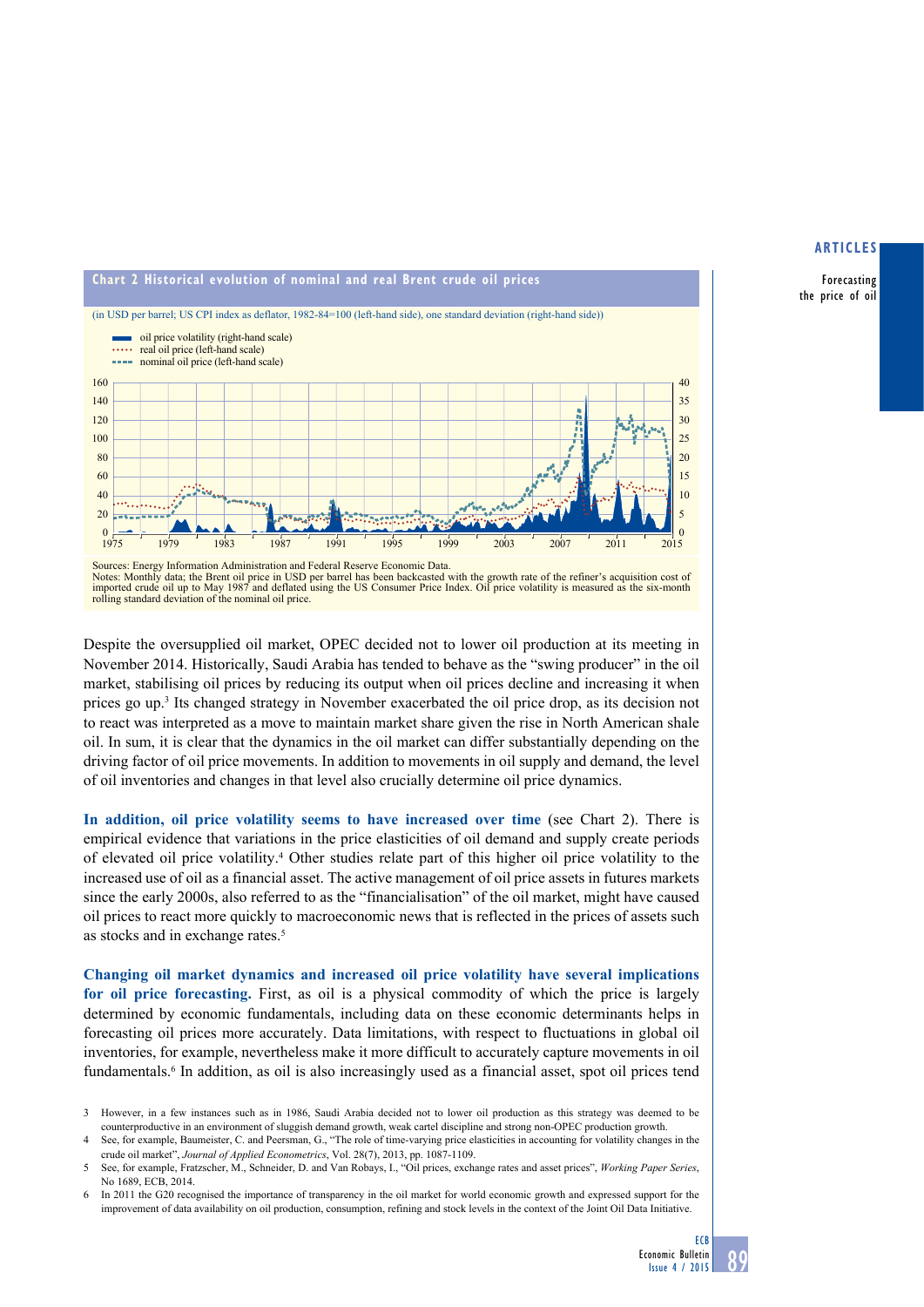**Chart 2 Historical evolution of nominal and real Brent crude oil prices**

(in USD per barrel; US CPI index as deflator, 1982-84=100 (left-hand side), one standard deviation (right-hand side))

Sources: Energy Information Administration and Federal Reserve Economic Data.
Notes: Monthly data; the Brent oil price in USD per barrel has been backcasted with the growth rate of the refiner's acquisition cost of imported crude oil up to May 1987 and deflated using the US Consumer Price Index. Oil price volatility is measured as the six-month rolling standard deviation of the nominal oil price.

Despite the oversupplied oil market, OPEC decided not to lower oil production at its meeting in November 2014. Historically, Saudi Arabia has tended to behave as the "swing producer" in the oil market, stabilising oil prices by reducing its output when oil prices decline and increasing it when prices go up.[3] Its changed strategy in November exacerbated the oil price drop, as its decision not to react was interpreted as a move to maintain market share given the rise in North American shale oil. In sum, it is clear that the dynamics in the oil market can differ substantially depending on the driving factor of oil price movements. In addition to movements in oil supply and demand, the level of oil inventories and changes in that level also crucially determine oil price dynamics.

**In addition, oil price volatility seems to have increased over time** (see Chart 2). There is empirical evidence that variations in the price elasticities of oil demand and supply create periods of elevated oil price volatility.[4] Other studies relate part of this higher oil price volatility to the increased use of oil as a financial asset. The active management of oil price assets in futures markets since the early 2000s, also referred to as the "financialisation" of the oil market, might have caused oil prices to react more quickly to macroeconomic news that is reflected in the prices of assets such as stocks and in exchange rates.[5]

**Changing oil market dynamics and increased oil price volatility have several implications for oil price forecasting.** First, as oil is a physical commodity of which the price is largely determined by economic fundamentals, including data on these economic determinants helps in forecasting oil prices more accurately. Data limitations, with respect to fluctuations in global oil inventories, for example, nevertheless make it more difficult to accurately capture movements in oil fundamentals.[6] In addition, as oil is also increasingly used as a financial asset, spot oil prices tend

3 However, in a few instances such as in 1986, Saudi Arabia decided not to lower oil production as this strategy was deemed to be counterproductive in an environment of sluggish demand growth, weak cartel discipline and strong non-OPEC production growth.

4 See, for example, Baumeister, C. and Peersman, G., "The role of time-varying price elasticities in accounting for volatility changes in the crude oil market", *Journal of Applied Econometrics*, Vol. 28(7), 2013, pp. 1087-1109.

5 See, for example, Fratzscher, M., Schneider, D. and Van Robays, I., "Oil prices, exchange rates and asset prices", *Working Paper Series*, No 1689, ECB, 2014.

6 In 2011 the G20 recognised the importance of transparency in the oil market for world economic growth and expressed support for the improvement of data availability on oil production, consumption, refining and stock levels in the context of the Joint Oil Data Initiative.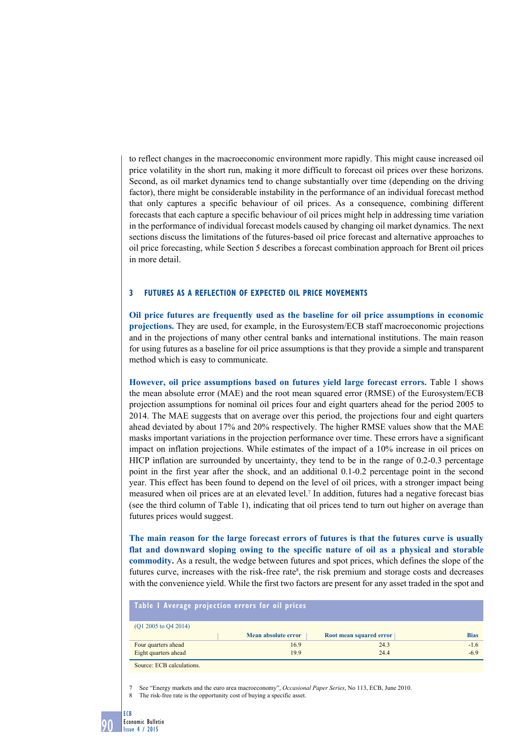to reflect changes in the macroeconomic environment more rapidly. This might cause increased oil price volatility in the short run, making it more difficult to forecast oil prices over these horizons. Second, as oil market dynamics tend to change substantially over time (depending on the driving factor), there might be considerable instability in the performance of an individual forecast method that only captures a specific behaviour of oil prices. As a consequence, combining different forecasts that each capture a specific behaviour of oil prices might help in addressing time variation in the performance of individual forecast models caused by changing oil market dynamics. The next sections discuss the limitations of the futures-based oil price forecast and alternative approaches to oil price forecasting, while Section 5 describes a forecast combination approach for Brent oil prices in more detail.

## 3 FUTURES AS A REFLECTION OF EXPECTED OIL PRICE MOVEMENTS

**Oil price futures are frequently used as the baseline for oil price assumptions in economic projections.** They are used, for example, in the Eurosystem/ECB staff macroeconomic projections and in the projections of many other central banks and international institutions. The main reason for using futures as a baseline for oil price assumptions is that they provide a simple and transparent method which is easy to communicate.

**However, oil price assumptions based on futures yield large forecast errors.** Table 1 shows the mean absolute error (MAE) and the root mean squared error (RMSE) of the Eurosystem/ECB projection assumptions for nominal oil prices four and eight quarters ahead for the period 2005 to 2014. The MAE suggests that on average over this period, the projections four and eight quarters ahead deviated by about 17% and 20% respectively. The higher RMSE values show that the MAE masks important variations in the projection performance over time. These errors have a significant impact on inflation projections. While estimates of the impact of a 10% increase in oil prices on HICP inflation are surrounded by uncertainty, they tend to be in the range of 0.2-0.3 percentage point in the first year after the shock, and an additional 0.1-0.2 percentage point in the second year. This effect has been found to depend on the level of oil prices, with a stronger impact being measured when oil prices are at an elevated level.[7] In addition, futures had a negative forecast bias (see the third column of Table 1), indicating that oil prices tend to turn out higher on average than futures prices would suggest.

**The main reason for the large forecast errors of futures is that the futures curve is usually flat and downward sloping owing to the specific nature of oil as a physical and storable commodity.** As a result, the wedge between futures and spot prices, which defines the slope of the futures curve, increases with the risk-free rate[8], the risk premium and storage costs and decreases with the convenience yield. While the first two factors are present for any asset traded in the spot and

**Table 1 Average projection errors for oil prices**

(Q1 2005 to Q4 2014)

| | Mean absolute error | Root mean squared error | Bias |
|---|---|---|---|
| Four quarters ahead | 16.9 | 24.3 | -1.6 |
| Eight quarters ahead | 19.9 | 24.4 | -6.9 |

Source: ECB calculations.

7 See "Energy markets and the euro area macroeconomy", *Occasional Paper Series*, No 113, ECB, June 2010.

8 The risk-free rate is the opportunity cost of buying a specific asset.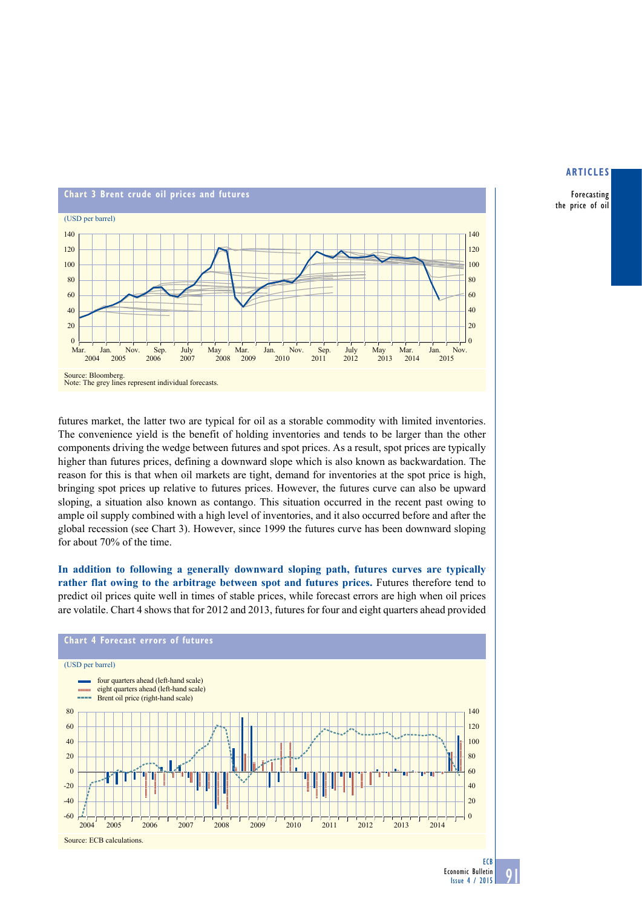**Chart 3 Brent crude oil prices and futures**

(USD per barrel)

Source: Bloomberg.
Note: The grey lines represent individual forecasts.

futures market, the latter two are typical for oil as a storable commodity with limited inventories. The convenience yield is the benefit of holding inventories and tends to be larger than the other components driving the wedge between futures and spot prices. As a result, spot prices are typically higher than futures prices, defining a downward slope which is also known as backwardation. The reason for this is that when oil markets are tight, demand for inventories at the spot price is high, bringing spot prices up relative to futures prices. However, the futures curve can also be upward sloping, a situation also known as contango. This situation occurred in the recent past owing to ample oil supply combined with a high level of inventories, and it also occurred before and after the global recession (see Chart 3). However, since 1999 the futures curve has been downward sloping for about 70% of the time.

**In addition to following a generally downward sloping path, futures curves are typically rather flat owing to the arbitrage between spot and futures prices.** Futures therefore tend to predict oil prices quite well in times of stable prices, while forecast errors are high when oil prices are volatile. Chart 4 shows that for 2012 and 2013, futures for four and eight quarters ahead provided

**Chart 4 Forecast errors of futures**

(USD per barrel)

- four quarters ahead (left-hand scale)
- eight quarters ahead (left-hand scale)
- Brent oil price (right-hand scale)

Source: ECB calculations.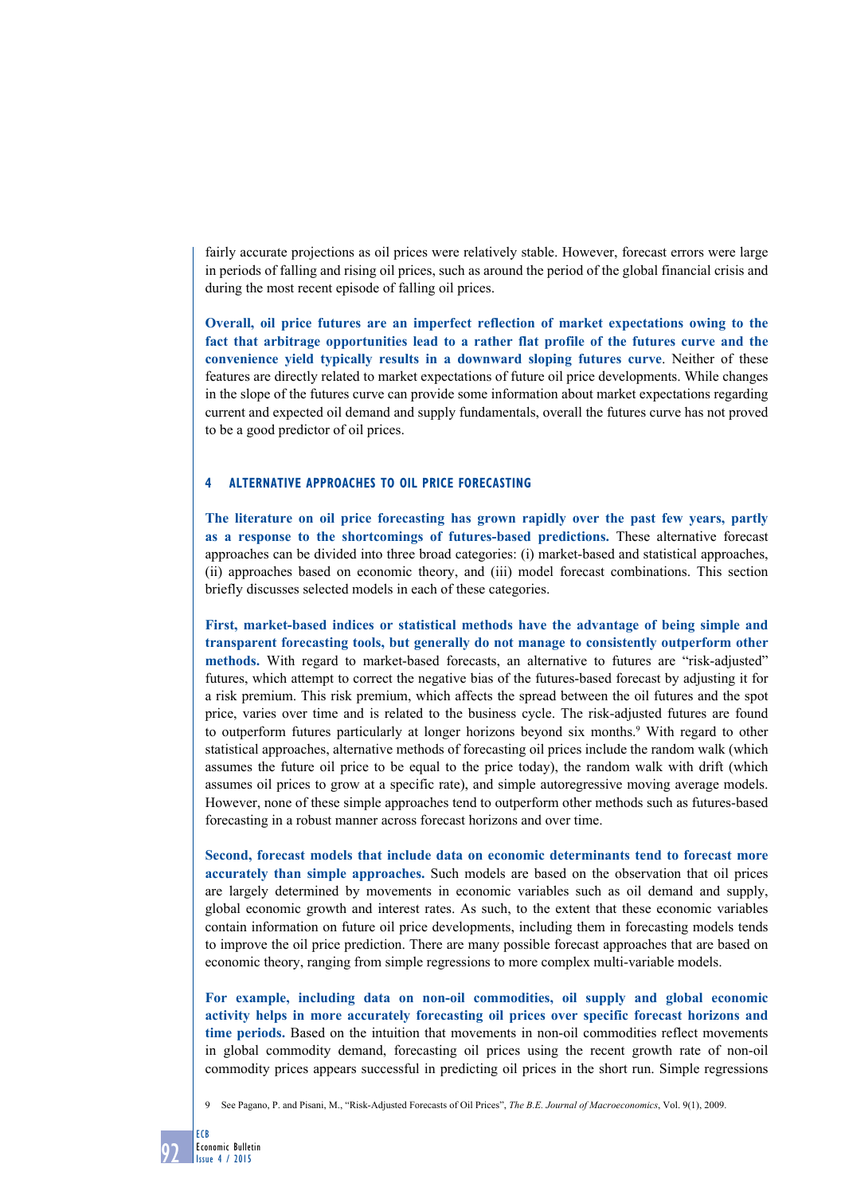fairly accurate projections as oil prices were relatively stable. However, forecast errors were large in periods of falling and rising oil prices, such as around the period of the global financial crisis and during the most recent episode of falling oil prices.

**Overall, oil price futures are an imperfect reflection of market expectations owing to the fact that arbitrage opportunities lead to a rather flat profile of the futures curve and the convenience yield typically results in a downward sloping futures curve**. Neither of these features are directly related to market expectations of future oil price developments. While changes in the slope of the futures curve can provide some information about market expectations regarding current and expected oil demand and supply fundamentals, overall the futures curve has not proved to be a good predictor of oil prices.

## 4 ALTERNATIVE APPROACHES TO OIL PRICE FORECASTING

**The literature on oil price forecasting has grown rapidly over the past few years, partly as a response to the shortcomings of futures-based predictions.** These alternative forecast approaches can be divided into three broad categories: (i) market-based and statistical approaches, (ii) approaches based on economic theory, and (iii) model forecast combinations. This section briefly discusses selected models in each of these categories.

**First, market-based indices or statistical methods have the advantage of being simple and transparent forecasting tools, but generally do not manage to consistently outperform other methods.** With regard to market-based forecasts, an alternative to futures are "risk-adjusted" futures, which attempt to correct the negative bias of the futures-based forecast by adjusting it for a risk premium. This risk premium, which affects the spread between the oil futures and the spot price, varies over time and is related to the business cycle. The risk-adjusted futures are found to outperform futures particularly at longer horizons beyond six months.[9] With regard to other statistical approaches, alternative methods of forecasting oil prices include the random walk (which assumes the future oil price to be equal to the price today), the random walk with drift (which assumes oil prices to grow at a specific rate), and simple autoregressive moving average models. However, none of these simple approaches tend to outperform other methods such as futures-based forecasting in a robust manner across forecast horizons and over time.

**Second, forecast models that include data on economic determinants tend to forecast more accurately than simple approaches.** Such models are based on the observation that oil prices are largely determined by movements in economic variables such as oil demand and supply, global economic growth and interest rates. As such, to the extent that these economic variables contain information on future oil price developments, including them in forecasting models tends to improve the oil price prediction. There are many possible forecast approaches that are based on economic theory, ranging from simple regressions to more complex multi-variable models.

**For example, including data on non-oil commodities, oil supply and global economic activity helps in more accurately forecasting oil prices over specific forecast horizons and time periods.** Based on the intuition that movements in non-oil commodities reflect movements in global commodity demand, forecasting oil prices using the recent growth rate of non-oil commodity prices appears successful in predicting oil prices in the short run. Simple regressions

9 See Pagano, P. and Pisani, M., "Risk-Adjusted Forecasts of Oil Prices", *The B.E. Journal of Macroeconomics*, Vol. 9(1), 2009.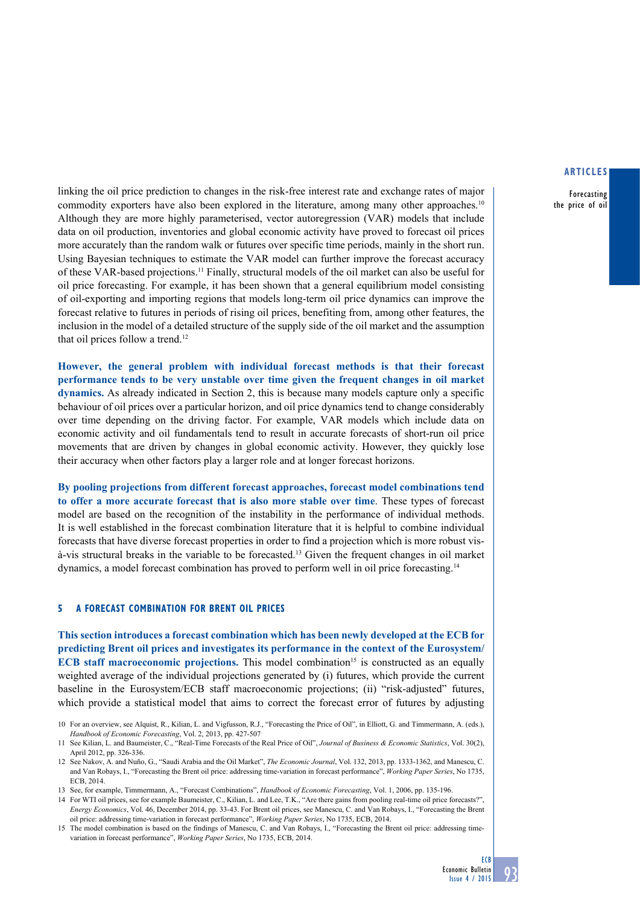linking the oil price prediction to changes in the risk-free interest rate and exchange rates of major commodity exporters have also been explored in the literature, among many other approaches.[10] Although they are more highly parameterised, vector autoregression (VAR) models that include data on oil production, inventories and global economic activity have proved to forecast oil prices more accurately than the random walk or futures over specific time periods, mainly in the short run. Using Bayesian techniques to estimate the VAR model can further improve the forecast accuracy of these VAR-based projections.[11] Finally, structural models of the oil market can also be useful for oil price forecasting. For example, it has been shown that a general equilibrium model consisting of oil-exporting and importing regions that models long-term oil price dynamics can improve the forecast relative to futures in periods of rising oil prices, benefiting from, among other features, the inclusion in the model of a detailed structure of the supply side of the oil market and the assumption that oil prices follow a trend.[12]

**However, the general problem with individual forecast methods is that their forecast performance tends to be very unstable over time given the frequent changes in oil market dynamics.** As already indicated in Section 2, this is because many models capture only a specific behaviour of oil prices over a particular horizon, and oil price dynamics tend to change considerably over time depending on the driving factor. For example, VAR models which include data on economic activity and oil fundamentals tend to result in accurate forecasts of short-run oil price movements that are driven by changes in global economic activity. However, they quickly lose their accuracy when other factors play a larger role and at longer forecast horizons.

**By pooling projections from different forecast approaches, forecast model combinations tend to offer a more accurate forecast that is also more stable over time**. These types of forecast model are based on the recognition of the instability in the performance of individual methods. It is well established in the forecast combination literature that it is helpful to combine individual forecasts that have diverse forecast properties in order to find a projection which is more robust vis-à-vis structural breaks in the variable to be forecasted.[13] Given the frequent changes in oil market dynamics, a model forecast combination has proved to perform well in oil price forecasting.[14]

## 5 A FORECAST COMBINATION FOR BRENT OIL PRICES

**This section introduces a forecast combination which has been newly developed at the ECB for predicting Brent oil prices and investigates its performance in the context of the Eurosystem/ECB staff macroeconomic projections.** This model combination[15] is constructed as an equally weighted average of the individual projections generated by (i) futures, which provide the current baseline in the Eurosystem/ECB staff macroeconomic projections; (ii) "risk-adjusted" futures, which provide a statistical model that aims to correct the forecast error of futures by adjusting

10 For an overview, see Alquist, R., Kilian, L. and Vigfusson, R.J., "Forecasting the Price of Oil", in Elliott, G. and Timmermann, A. (eds.), *Handbook of Economic Forecasting*, Vol. 2, 2013, pp. 427-507

11 See Kilian, L. and Baumeister, C., "Real-Time Forecasts of the Real Price of Oil", *Journal of Business & Economic Statistics*, Vol. 30(2), April 2012, pp. 326-336.

12 See Nakov, A. and Nuño, G., "Saudi Arabia and the Oil Market", *The Economic Journal*, Vol. 132, 2013, pp. 1333-1362, and Manescu, C. and Van Robays, I., "Forecasting the Brent oil price: addressing time-variation in forecast performance", *Working Paper Series*, No 1735, ECB, 2014.

13 See, for example, Timmermann, A., "Forecast Combinations", *Handbook of Economic Forecasting*, Vol. 1, 2006, pp. 135-196.

14 For WTI oil prices, see for example Baumeister, C., Kilian, L. and Lee, T.K., "Are there gains from pooling real-time oil price forecasts?", *Energy Economics*, Vol. 46, December 2014, pp. 33-43. For Brent oil prices, see Manescu, C. and Van Robays, I., "Forecasting the Brent oil price: addressing time-variation in forecast performance", *Working Paper Series*, No 1735, ECB, 2014.

15 The model combination is based on the findings of Manescu, C. and Van Robays, I., "Forecasting the Brent oil price: addressing time-variation in forecast performance", *Working Paper Series*, No 1735, ECB, 2014.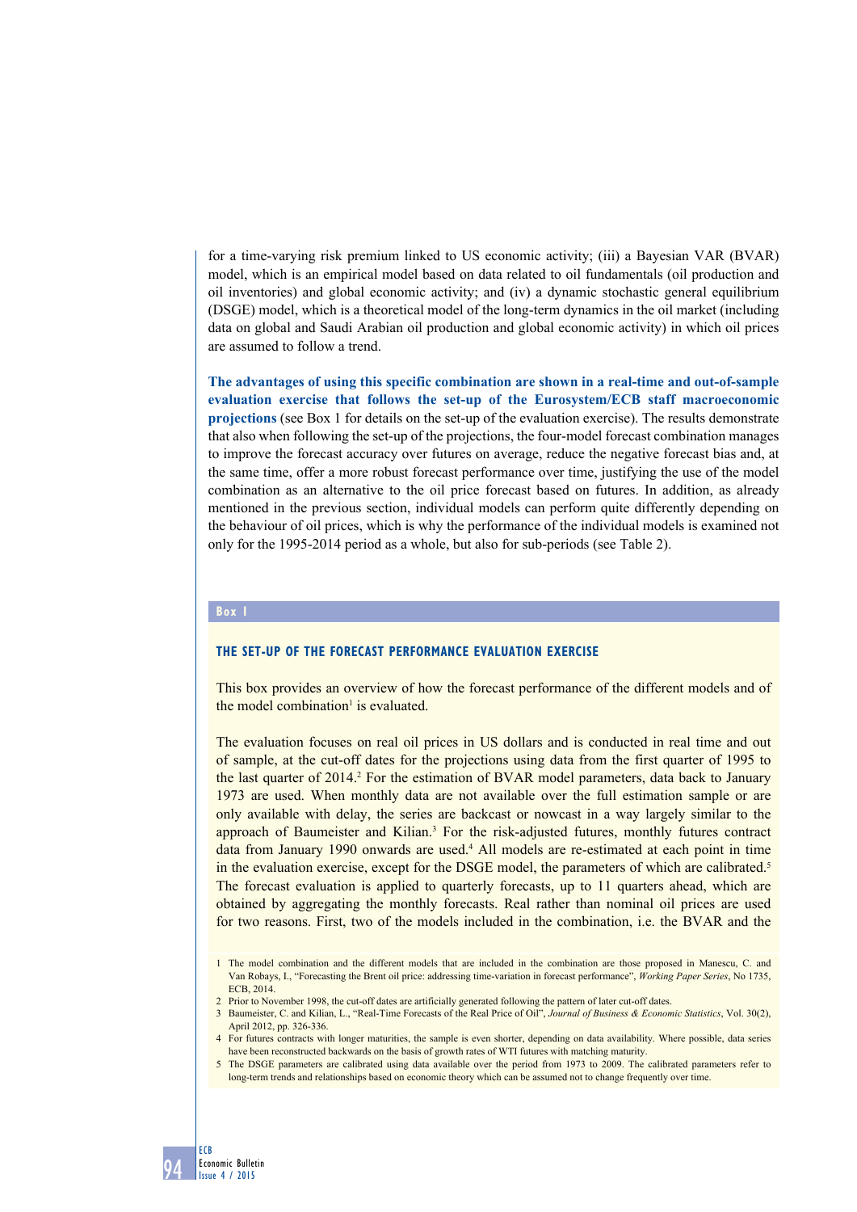for a time-varying risk premium linked to US economic activity; (iii) a Bayesian VAR (BVAR) model, which is an empirical model based on data related to oil fundamentals (oil production and oil inventories) and global economic activity; and (iv) a dynamic stochastic general equilibrium (DSGE) model, which is a theoretical model of the long-term dynamics in the oil market (including data on global and Saudi Arabian oil production and global economic activity) in which oil prices are assumed to follow a trend.

**The advantages of using this specific combination are shown in a real-time and out-of-sample evaluation exercise that follows the set-up of the Eurosystem/ECB staff macroeconomic projections** (see Box 1 for details on the set-up of the evaluation exercise). The results demonstrate that also when following the set-up of the projections, the four-model forecast combination manages to improve the forecast accuracy over futures on average, reduce the negative forecast bias and, at the same time, offer a more robust forecast performance over time, justifying the use of the model combination as an alternative to the oil price forecast based on futures. In addition, as already mentioned in the previous section, individual models can perform quite differently depending on the behaviour of oil prices, which is why the performance of the individual models is examined not only for the 1995-2014 period as a whole, but also for sub-periods (see Table 2).

## Box 1

### THE SET-UP OF THE FORECAST PERFORMANCE EVALUATION EXERCISE

This box provides an overview of how the forecast performance of the different models and of the model combination[1] is evaluated.

The evaluation focuses on real oil prices in US dollars and is conducted in real time and out of sample, at the cut-off dates for the projections using data from the first quarter of 1995 to the last quarter of 2014.[2] For the estimation of BVAR model parameters, data back to January 1973 are used. When monthly data are not available over the full estimation sample or are only available with delay, the series are backcast or nowcast in a way largely similar to the approach of Baumeister and Kilian.[3] For the risk-adjusted futures, monthly futures contract data from January 1990 onwards are used.[4] All models are re-estimated at each point in time in the evaluation exercise, except for the DSGE model, the parameters of which are calibrated.[5] The forecast evaluation is applied to quarterly forecasts, up to 11 quarters ahead, which are obtained by aggregating the monthly forecasts. Real rather than nominal oil prices are used for two reasons. First, two of the models included in the combination, i.e. the BVAR and the

1 The model combination and the different models that are included in the combination are those proposed in Manescu, C. and Van Robays, I., "Forecasting the Brent oil price: addressing time-variation in forecast performance", *Working Paper Series*, No 1735, ECB, 2014.

2 Prior to November 1998, the cut-off dates are artificially generated following the pattern of later cut-off dates.

3 Baumeister, C. and Kilian, L., "Real-Time Forecasts of the Real Price of Oil", *Journal of Business & Economic Statistics*, Vol. 30(2), April 2012, pp. 326-336.

4 For futures contracts with longer maturities, the sample is even shorter, depending on data availability. Where possible, data series have been reconstructed backwards on the basis of growth rates of WTI futures with matching maturity.

5 The DSGE parameters are calibrated using data available over the period from 1973 to 2009. The calibrated parameters refer to long-term trends and relationships based on economic theory which can be assumed not to change frequently over time.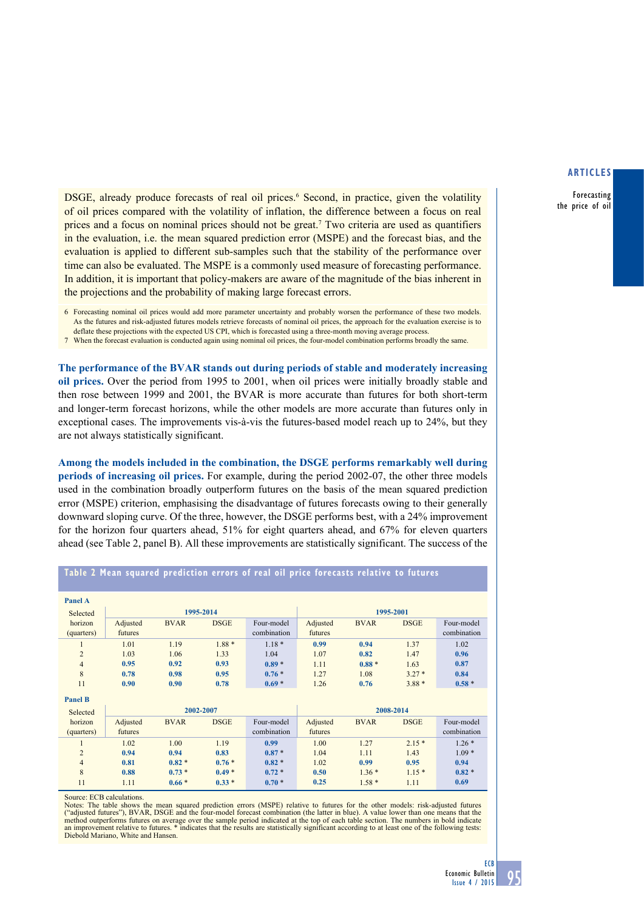DSGE, already produce forecasts of real oil prices.[6] Second, in practice, given the volatility of oil prices compared with the volatility of inflation, the difference between a focus on real prices and a focus on nominal prices should not be great.[7] Two criteria are used as quantifiers in the evaluation, i.e. the mean squared prediction error (MSPE) and the forecast bias, and the evaluation is applied to different sub-samples such that the stability of the performance over time can also be evaluated. The MSPE is a commonly used measure of forecasting performance. In addition, it is important that policy-makers are aware of the magnitude of the bias inherent in the projections and the probability of making large forecast errors.

6 Forecasting nominal oil prices would add more parameter uncertainty and probably worsen the performance of these two models. As the futures and risk-adjusted futures models retrieve forecasts of nominal oil prices, the approach for the evaluation exercise is to deflate these projections with the expected US CPI, which is forecasted using a three-month moving average process.

7 When the forecast evaluation is conducted again using nominal oil prices, the four-model combination performs broadly the same.

**The performance of the BVAR stands out during periods of stable and moderately increasing oil prices.** Over the period from 1995 to 2001, when oil prices were initially broadly stable and then rose between 1999 and 2001, the BVAR is more accurate than futures for both short-term and longer-term forecast horizons, while the other models are more accurate than futures only in exceptional cases. The improvements vis-à-vis the futures-based model reach up to 24%, but they are not always statistically significant.

**Among the models included in the combination, the DSGE performs remarkably well during periods of increasing oil prices.** For example, during the period 2002-07, the other three models used in the combination broadly outperform futures on the basis of the mean squared prediction error (MSPE) criterion, emphasising the disadvantage of futures forecasts owing to their generally downward sloping curve. Of the three, however, the DSGE performs best, with a 24% improvement for the horizon four quarters ahead, 51% for eight quarters ahead, and 67% for eleven quarters ahead (see Table 2, panel B). All these improvements are statistically significant. The success of the

**Table 2 Mean squared prediction errors of real oil price forecasts relative to futures**

**Panel A**

| Selected horizon (quarters) | 1995-2014 | | | | 1995-2001 | | | |
|---|---|---|---|---|---|---|---|---|
| | Adjusted futures | BVAR | DSGE | Four-model combination | Adjusted futures | BVAR | DSGE | Four-model combination |
| 1 | 1.01 | 1.19 | 1.88 * | 1.18 * | **0.99** | **0.94** | 1.37 | 1.02 |
| 2 | 1.03 | 1.06 | 1.33 | 1.04 | 1.07 | **0.82** | 1.47 | **0.96** |
| 4 | **0.95** | **0.92** | **0.93** | **0.89 *** | 1.11 | **0.88 *** | 1.63 | **0.87** |
| 8 | **0.78** | **0.98** | **0.95** | **0.76 *** | 1.27 | 1.08 | 3.27 * | **0.84** |
| 11 | **0.90** | **0.90** | **0.78** | **0.69 *** | 1.26 | **0.76** | 3.88 * | **0.58 *** |

**Panel B**

| Selected horizon (quarters) | 2002-2007 | | | | 2008-2014 | | | |
|---|---|---|---|---|---|---|---|---|
| | Adjusted futures | BVAR | DSGE | Four-model combination | Adjusted futures | BVAR | DSGE | Four-model combination |
| 1 | 1.02 | 1.00 | 1.19 | **0.99** | 1.00 | 1.27 | 2.15 * | 1.26 * |
| 2 | **0.94** | **0.94** | **0.83** | **0.87 *** | 1.04 | 1.11 | 1.43 | 1.09 * |
| 4 | **0.81** | **0.82 *** | **0.76 *** | **0.82 *** | 1.02 | **0.99** | **0.95** | **0.94** |
| 8 | **0.88** | **0.73 *** | **0.49 *** | **0.72 *** | **0.50** | 1.36 * | 1.15 * | **0.82 *** |
| 11 | 1.11 | **0.66 *** | **0.33 *** | **0.70 *** | **0.25** | 1.58 * | 1.11 | **0.69** |

Source: ECB calculations.
Notes: The table shows the mean squared prediction errors (MSPE) relative to futures for the other models: risk-adjusted futures ("adjusted futures"), BVAR, DSGE and the four-model forecast combination (the latter in blue). A value lower than one means that the method outperforms futures on average over the sample period indicated at the top of each table section. The numbers in bold indicate an improvement relative to futures. * indicates that the results are statistically significant according to at least one of the following tests: Diebold Mariano, White and Hansen.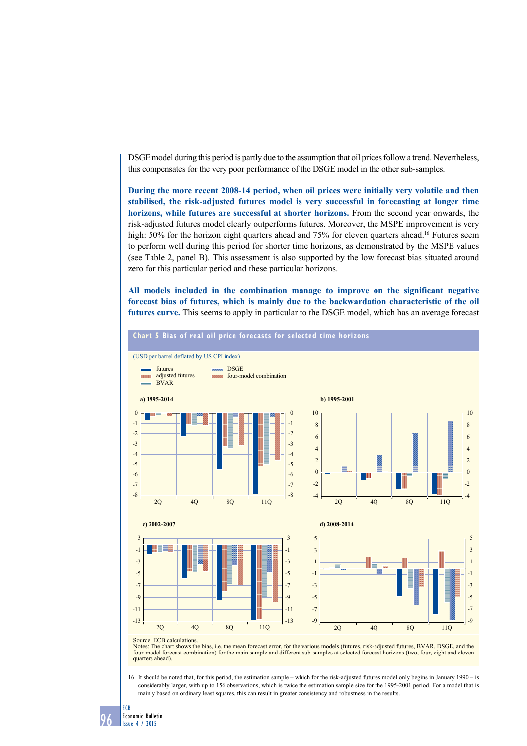DSGE model during this period is partly due to the assumption that oil prices follow a trend. Nevertheless, this compensates for the very poor performance of the DSGE model in the other sub-samples.

**During the more recent 2008-14 period, when oil prices were initially very volatile and then stabilised, the risk-adjusted futures model is very successful in forecasting at longer time horizons, while futures are successful at shorter horizons.** From the second year onwards, the risk-adjusted futures model clearly outperforms futures. Moreover, the MSPE improvement is very high: 50% for the horizon eight quarters ahead and 75% for eleven quarters ahead.[16] Futures seem to perform well during this period for shorter time horizons, as demonstrated by the MSPE values (see Table 2, panel B). This assessment is also supported by the low forecast bias situated around zero for this particular period and these particular horizons.

**All models included in the combination manage to improve on the significant negative forecast bias of futures, which is mainly due to the backwardation characteristic of the oil futures curve.** This seems to apply in particular to the DSGE model, which has an average forecast

**Chart 5 Bias of real oil price forecasts for selected time horizons**

(USD per barrel deflated by US CPI index)

Legend: futures; adjusted futures; BVAR; DSGE; four-model combination

a) 1995-2014

b) 1995-2001

c) 2002-2007

d) 2008-2014

Source: ECB calculations.
Notes: The chart shows the bias, i.e. the mean forecast error, for the various models (futures, risk-adjusted futures, BVAR, DSGE, and the four-model forecast combination) for the main sample and different sub-samples at selected forecast horizons (two, four, eight and eleven quarters ahead).

16 It should be noted that, for this period, the estimation sample – which for the risk-adjusted futures model only begins in January 1990 – is considerably larger, with up to 156 observations, which is twice the estimation sample size for the 1995-2001 period. For a model that is mainly based on ordinary least squares, this can result in greater consistency and robustness in the results.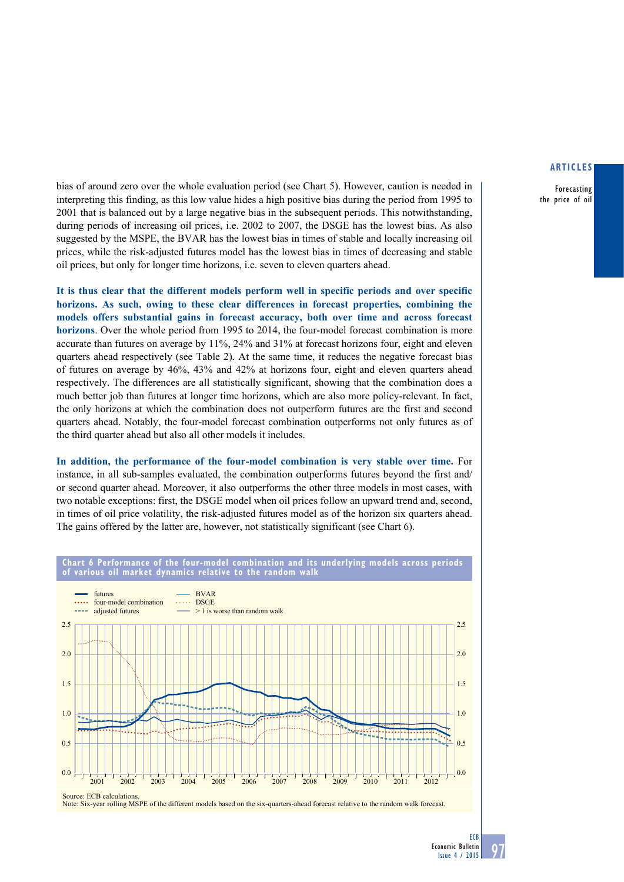bias of around zero over the whole evaluation period (see Chart 5). However, caution is needed in interpreting this finding, as this low value hides a high positive bias during the period from 1995 to 2001 that is balanced out by a large negative bias in the subsequent periods. This notwithstanding, during periods of increasing oil prices, i.e. 2002 to 2007, the DSGE has the lowest bias. As also suggested by the MSPE, the BVAR has the lowest bias in times of stable and locally increasing oil prices, while the risk-adjusted futures model has the lowest bias in times of decreasing and stable oil prices, but only for longer time horizons, i.e. seven to eleven quarters ahead.

**It is thus clear that the different models perform well in specific periods and over specific horizons. As such, owing to these clear differences in forecast properties, combining the models offers substantial gains in forecast accuracy, both over time and across forecast horizons**. Over the whole period from 1995 to 2014, the four-model forecast combination is more accurate than futures on average by 11%, 24% and 31% at forecast horizons four, eight and eleven quarters ahead respectively (see Table 2). At the same time, it reduces the negative forecast bias of futures on average by 46%, 43% and 42% at horizons four, eight and eleven quarters ahead respectively. The differences are all statistically significant, showing that the combination does a much better job than futures at longer time horizons, which are also more policy-relevant. In fact, the only horizons at which the combination does not outperform futures are the first and second quarters ahead. Notably, the four-model forecast combination outperforms not only futures as of the third quarter ahead but also all other models it includes.

**In addition, the performance of the four-model combination is very stable over time.** For instance, in all sub-samples evaluated, the combination outperforms futures beyond the first and/or second quarter ahead. Moreover, it also outperforms the other three models in most cases, with two notable exceptions: first, the DSGE model when oil prices follow an upward trend and, second, in times of oil price volatility, the risk-adjusted futures model as of the horizon six quarters ahead. The gains offered by the latter are, however, not statistically significant (see Chart 6).

**Chart 6 Performance of the four-model combination and its underlying models across periods of various oil market dynamics relative to the random walk**

Source: ECB calculations.
Note: Six-year rolling MSPE of the different models based on the six-quarters-ahead forecast relative to the random walk forecast.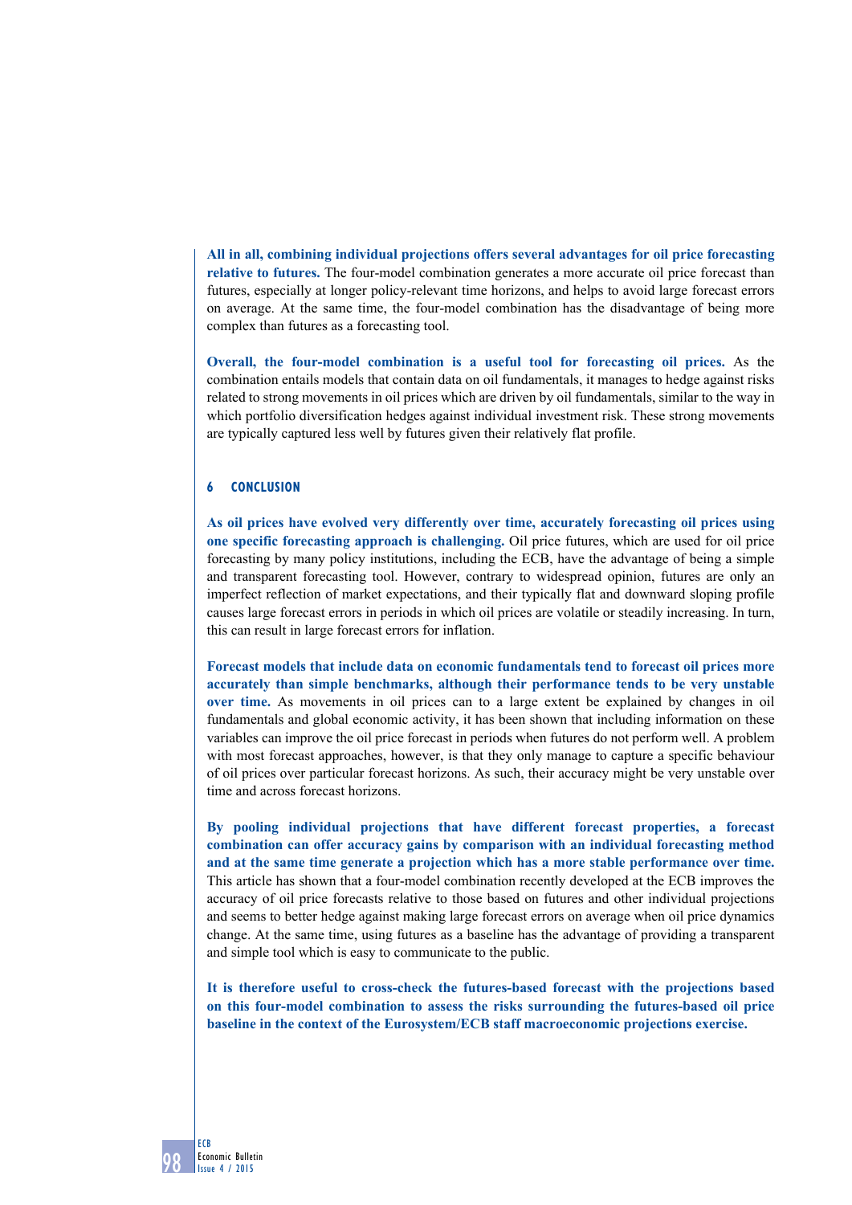**All in all, combining individual projections offers several advantages for oil price forecasting relative to futures.** The four-model combination generates a more accurate oil price forecast than futures, especially at longer policy-relevant time horizons, and helps to avoid large forecast errors on average. At the same time, the four-model combination has the disadvantage of being more complex than futures as a forecasting tool.

**Overall, the four-model combination is a useful tool for forecasting oil prices.** As the combination entails models that contain data on oil fundamentals, it manages to hedge against risks related to strong movements in oil prices which are driven by oil fundamentals, similar to the way in which portfolio diversification hedges against individual investment risk. These strong movements are typically captured less well by futures given their relatively flat profile.

## 6 CONCLUSION

**As oil prices have evolved very differently over time, accurately forecasting oil prices using one specific forecasting approach is challenging.** Oil price futures, which are used for oil price forecasting by many policy institutions, including the ECB, have the advantage of being a simple and transparent forecasting tool. However, contrary to widespread opinion, futures are only an imperfect reflection of market expectations, and their typically flat and downward sloping profile causes large forecast errors in periods in which oil prices are volatile or steadily increasing. In turn, this can result in large forecast errors for inflation.

**Forecast models that include data on economic fundamentals tend to forecast oil prices more accurately than simple benchmarks, although their performance tends to be very unstable over time.** As movements in oil prices can to a large extent be explained by changes in oil fundamentals and global economic activity, it has been shown that including information on these variables can improve the oil price forecast in periods when futures do not perform well. A problem with most forecast approaches, however, is that they only manage to capture a specific behaviour of oil prices over particular forecast horizons. As such, their accuracy might be very unstable over time and across forecast horizons.

**By pooling individual projections that have different forecast properties, a forecast combination can offer accuracy gains by comparison with an individual forecasting method and at the same time generate a projection which has a more stable performance over time.** This article has shown that a four-model combination recently developed at the ECB improves the accuracy of oil price forecasts relative to those based on futures and other individual projections and seems to better hedge against making large forecast errors on average when oil price dynamics change. At the same time, using futures as a baseline has the advantage of providing a transparent and simple tool which is easy to communicate to the public.

**It is therefore useful to cross-check the futures-based forecast with the projections based on this four-model combination to assess the risks surrounding the futures-based oil price baseline in the context of the Eurosystem/ECB staff macroeconomic projections exercise.**